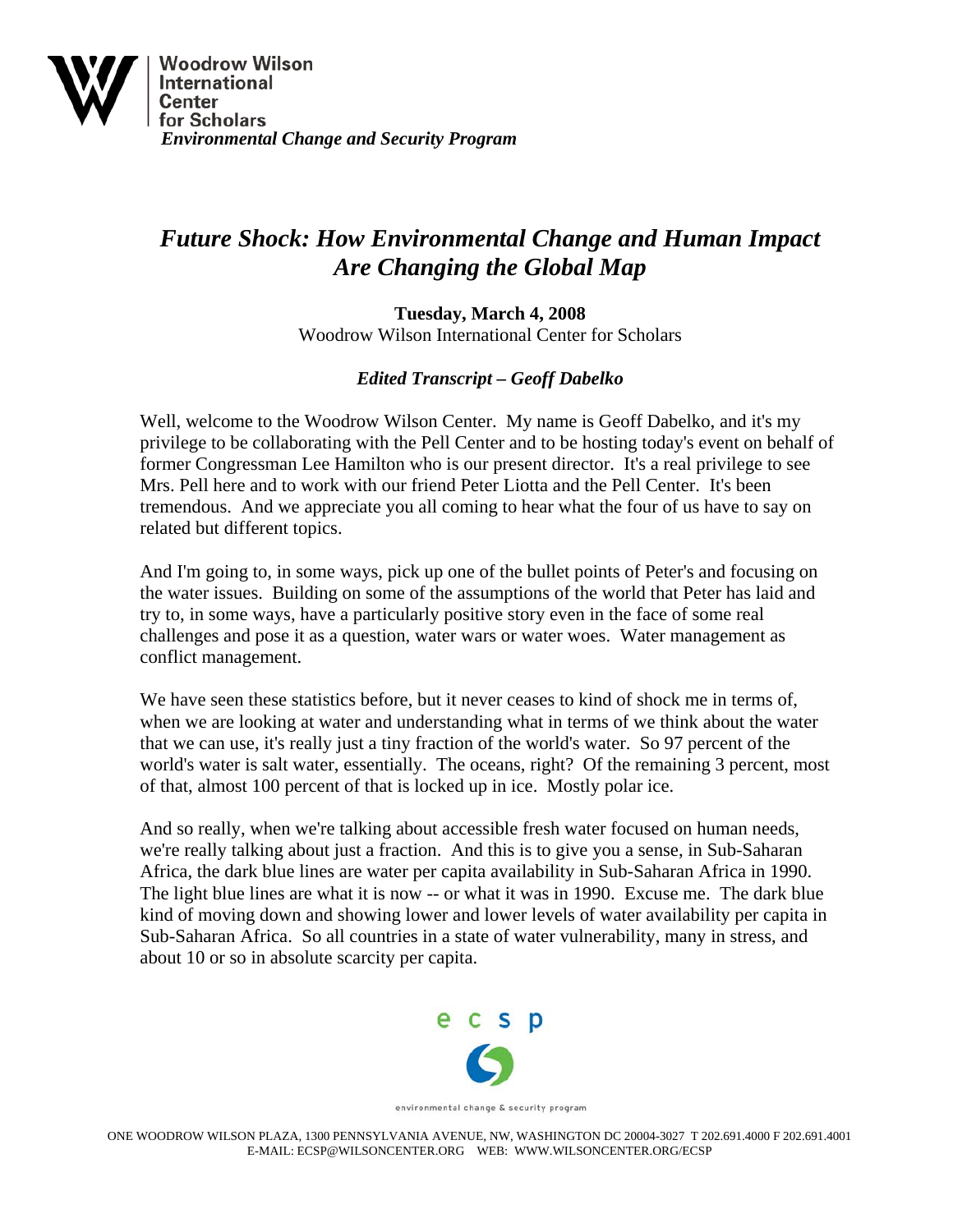**Woodrow Wilson International Center for Scholars**
*Environmental Change and Security Program*

# *Future Shock: How Environmental Change and Human Impact Are Changing the Global Map*

**Tuesday, March 4, 2008**
Woodrow Wilson International Center for Scholars

### *Edited Transcript – Geoff Dabelko*

Well, welcome to the Woodrow Wilson Center. My name is Geoff Dabelko, and it's my privilege to be collaborating with the Pell Center and to be hosting today's event on behalf of former Congressman Lee Hamilton who is our present director. It's a real privilege to see Mrs. Pell here and to work with our friend Peter Liotta and the Pell Center. It's been tremendous. And we appreciate you all coming to hear what the four of us have to say on related but different topics.

And I'm going to, in some ways, pick up one of the bullet points of Peter's and focusing on the water issues. Building on some of the assumptions of the world that Peter has laid and try to, in some ways, have a particularly positive story even in the face of some real challenges and pose it as a question, water wars or water woes. Water management as conflict management.

We have seen these statistics before, but it never ceases to kind of shock me in terms of, when we are looking at water and understanding what in terms of we think about the water that we can use, it's really just a tiny fraction of the world's water. So 97 percent of the world's water is salt water, essentially. The oceans, right? Of the remaining 3 percent, most of that, almost 100 percent of that is locked up in ice. Mostly polar ice.

And so really, when we're talking about accessible fresh water focused on human needs, we're really talking about just a fraction. And this is to give you a sense, in Sub-Saharan Africa, the dark blue lines are water per capita availability in Sub-Saharan Africa in 1990. The light blue lines are what it is now -- or what it was in 1990. Excuse me. The dark blue kind of moving down and showing lower and lower levels of water availability per capita in Sub-Saharan Africa. So all countries in a state of water vulnerability, many in stress, and about 10 or so in absolute scarcity per capita.

ecsp
environmental change & security program

ONE WOODROW WILSON PLAZA, 1300 PENNSYLVANIA AVENUE, NW, WASHINGTON DC 20004-3027 T 202.691.4000 F 202.691.4001
E-MAIL: ECSP@WILSONCENTER.ORG WEB: WWW.WILSONCENTER.ORG/ECSP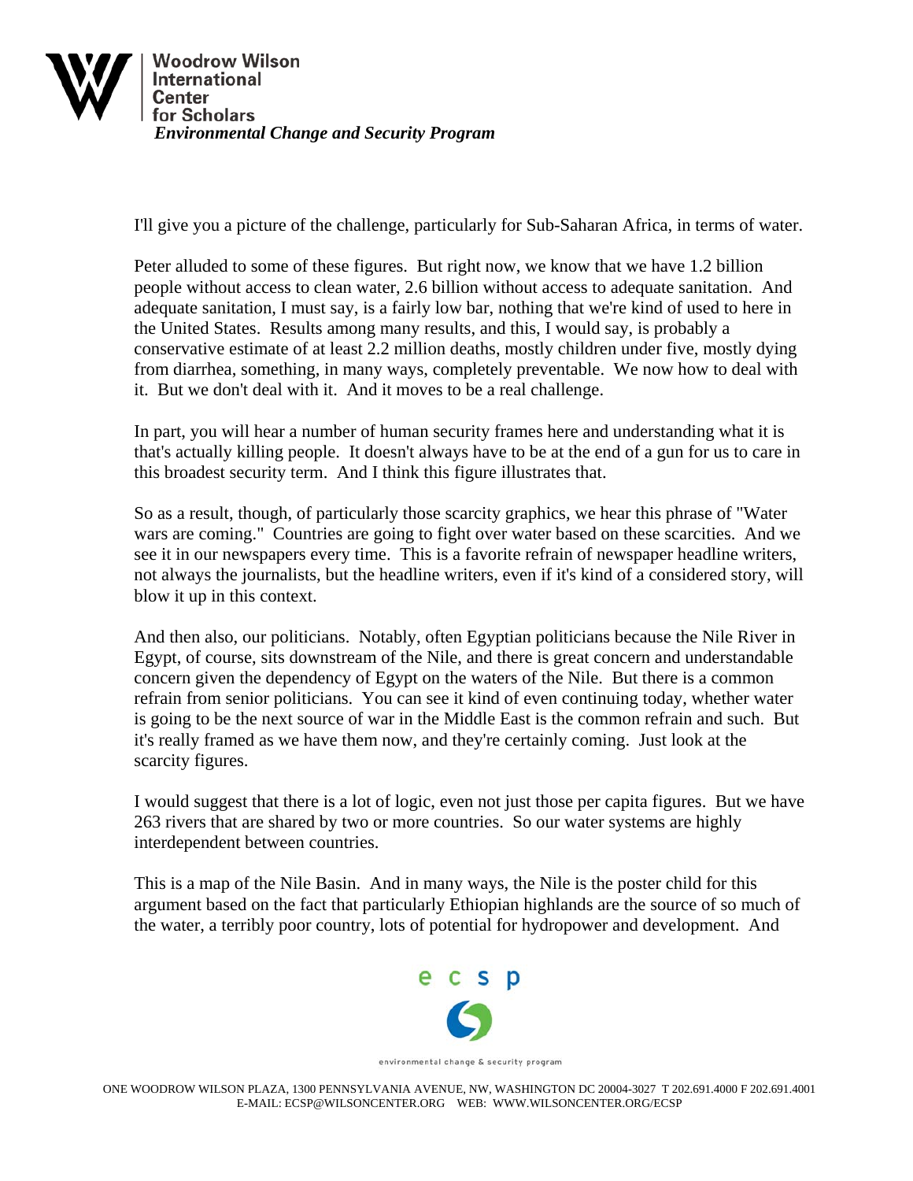I'll give you a picture of the challenge, particularly for Sub-Saharan Africa, in terms of water.

Peter alluded to some of these figures. But right now, we know that we have 1.2 billion people without access to clean water, 2.6 billion without access to adequate sanitation. And adequate sanitation, I must say, is a fairly low bar, nothing that we're kind of used to here in the United States. Results among many results, and this, I would say, is probably a conservative estimate of at least 2.2 million deaths, mostly children under five, mostly dying from diarrhea, something, in many ways, completely preventable. We now how to deal with it. But we don't deal with it. And it moves to be a real challenge.

In part, you will hear a number of human security frames here and understanding what it is that's actually killing people. It doesn't always have to be at the end of a gun for us to care in this broadest security term. And I think this figure illustrates that.

So as a result, though, of particularly those scarcity graphics, we hear this phrase of "Water wars are coming." Countries are going to fight over water based on these scarcities. And we see it in our newspapers every time. This is a favorite refrain of newspaper headline writers, not always the journalists, but the headline writers, even if it's kind of a considered story, will blow it up in this context.

And then also, our politicians. Notably, often Egyptian politicians because the Nile River in Egypt, of course, sits downstream of the Nile, and there is great concern and understandable concern given the dependency of Egypt on the waters of the Nile. But there is a common refrain from senior politicians. You can see it kind of even continuing today, whether water is going to be the next source of war in the Middle East is the common refrain and such. But it's really framed as we have them now, and they're certainly coming. Just look at the scarcity figures.

I would suggest that there is a lot of logic, even not just those per capita figures. But we have 263 rivers that are shared by two or more countries. So our water systems are highly interdependent between countries.

This is a map of the Nile Basin. And in many ways, the Nile is the poster child for this argument based on the fact that particularly Ethiopian highlands are the source of so much of the water, a terribly poor country, lots of potential for hydropower and development. And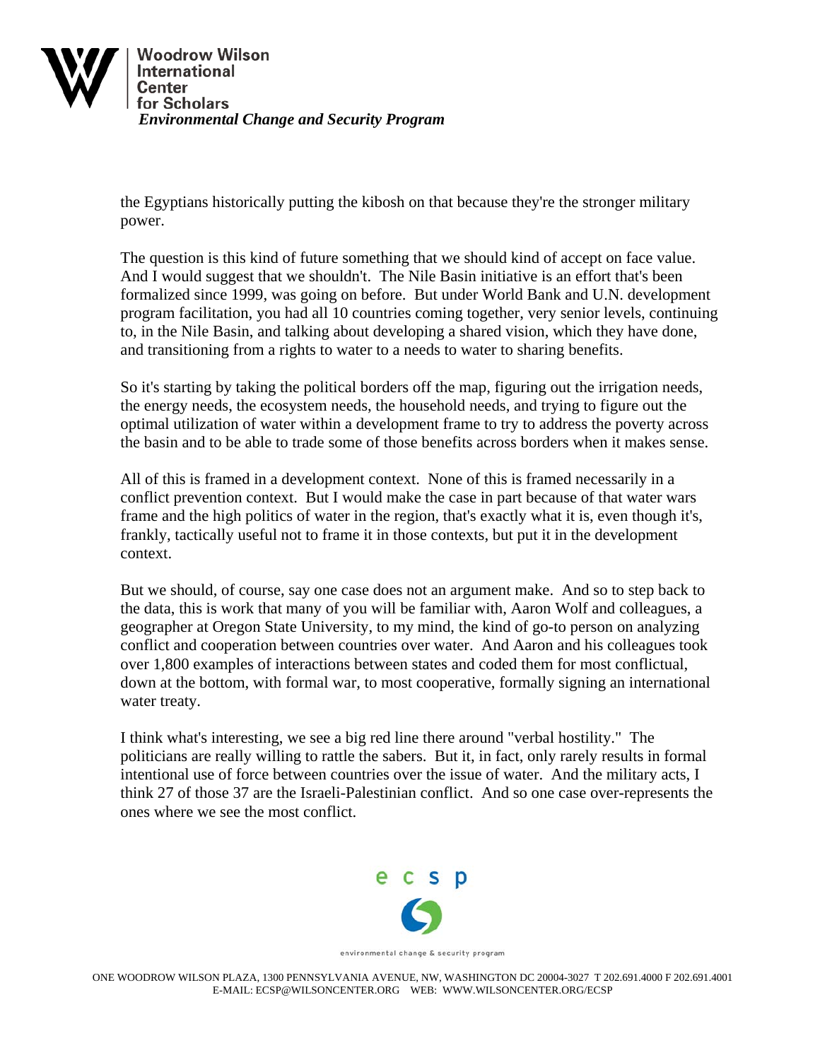the Egyptians historically putting the kibosh on that because they're the stronger military power.

The question is this kind of future something that we should kind of accept on face value. And I would suggest that we shouldn't. The Nile Basin initiative is an effort that's been formalized since 1999, was going on before. But under World Bank and U.N. development program facilitation, you had all 10 countries coming together, very senior levels, continuing to, in the Nile Basin, and talking about developing a shared vision, which they have done, and transitioning from a rights to water to a needs to water to sharing benefits.

So it's starting by taking the political borders off the map, figuring out the irrigation needs, the energy needs, the ecosystem needs, the household needs, and trying to figure out the optimal utilization of water within a development frame to try to address the poverty across the basin and to be able to trade some of those benefits across borders when it makes sense.

All of this is framed in a development context. None of this is framed necessarily in a conflict prevention context. But I would make the case in part because of that water wars frame and the high politics of water in the region, that's exactly what it is, even though it's, frankly, tactically useful not to frame it in those contexts, but put it in the development context.

But we should, of course, say one case does not an argument make. And so to step back to the data, this is work that many of you will be familiar with, Aaron Wolf and colleagues, a geographer at Oregon State University, to my mind, the kind of go-to person on analyzing conflict and cooperation between countries over water. And Aaron and his colleagues took over 1,800 examples of interactions between states and coded them for most conflictual, down at the bottom, with formal war, to most cooperative, formally signing an international water treaty.

I think what's interesting, we see a big red line there around "verbal hostility." The politicians are really willing to rattle the sabers. But it, in fact, only rarely results in formal intentional use of force between countries over the issue of water. And the military acts, I think 27 of those 37 are the Israeli-Palestinian conflict. And so one case over-represents the ones where we see the most conflict.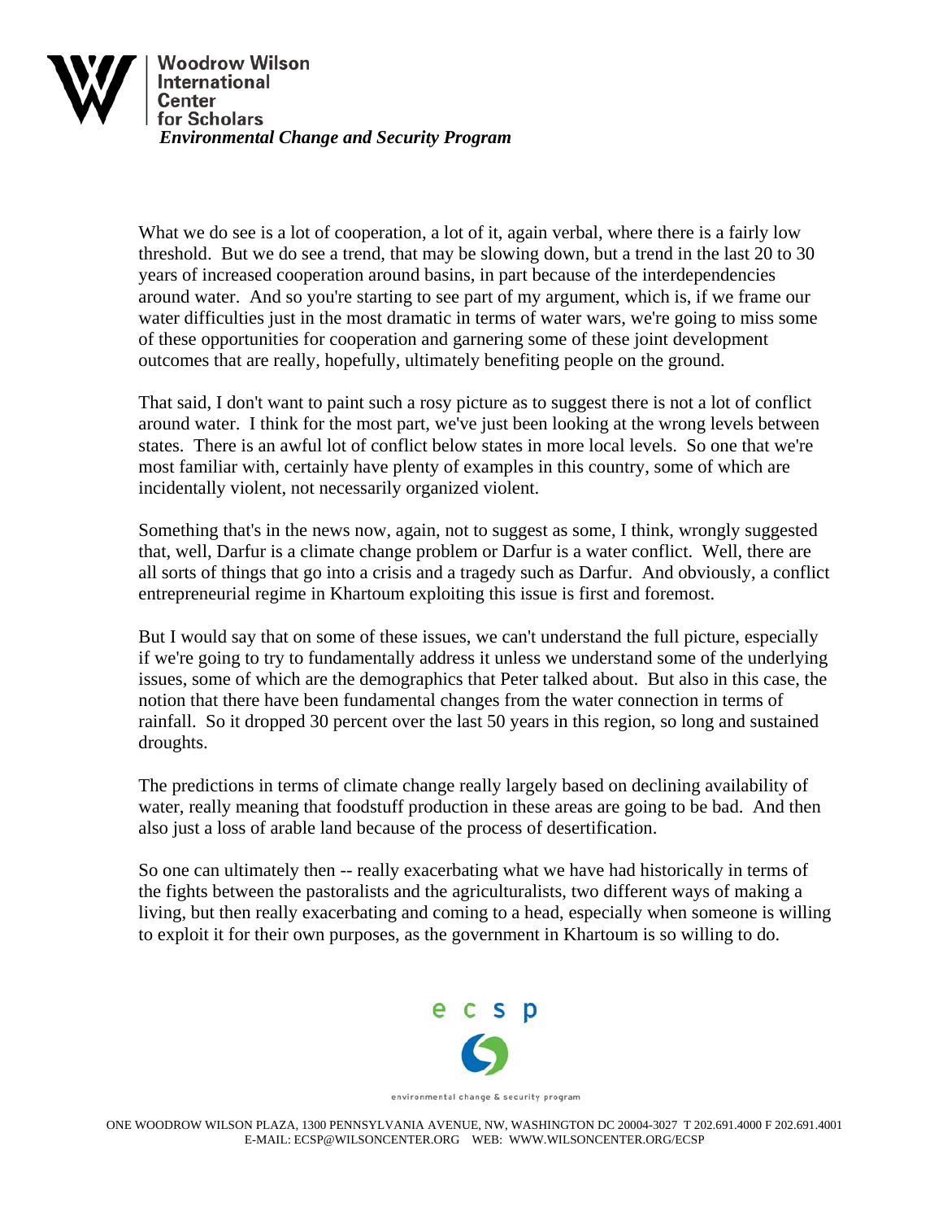What we do see is a lot of cooperation, a lot of it, again verbal, where there is a fairly low threshold. But we do see a trend, that may be slowing down, but a trend in the last 20 to 30 years of increased cooperation around basins, in part because of the interdependencies around water. And so you're starting to see part of my argument, which is, if we frame our water difficulties just in the most dramatic in terms of water wars, we're going to miss some of these opportunities for cooperation and garnering some of these joint development outcomes that are really, hopefully, ultimately benefiting people on the ground.

That said, I don't want to paint such a rosy picture as to suggest there is not a lot of conflict around water. I think for the most part, we've just been looking at the wrong levels between states. There is an awful lot of conflict below states in more local levels. So one that we're most familiar with, certainly have plenty of examples in this country, some of which are incidentally violent, not necessarily organized violent.

Something that's in the news now, again, not to suggest as some, I think, wrongly suggested that, well, Darfur is a climate change problem or Darfur is a water conflict. Well, there are all sorts of things that go into a crisis and a tragedy such as Darfur. And obviously, a conflict entrepreneurial regime in Khartoum exploiting this issue is first and foremost.

But I would say that on some of these issues, we can't understand the full picture, especially if we're going to try to fundamentally address it unless we understand some of the underlying issues, some of which are the demographics that Peter talked about. But also in this case, the notion that there have been fundamental changes from the water connection in terms of rainfall. So it dropped 30 percent over the last 50 years in this region, so long and sustained droughts.

The predictions in terms of climate change really largely based on declining availability of water, really meaning that foodstuff production in these areas are going to be bad. And then also just a loss of arable land because of the process of desertification.

So one can ultimately then -- really exacerbating what we have had historically in terms of the fights between the pastoralists and the agriculturalists, two different ways of making a living, but then really exacerbating and coming to a head, especially when someone is willing to exploit it for their own purposes, as the government in Khartoum is so willing to do.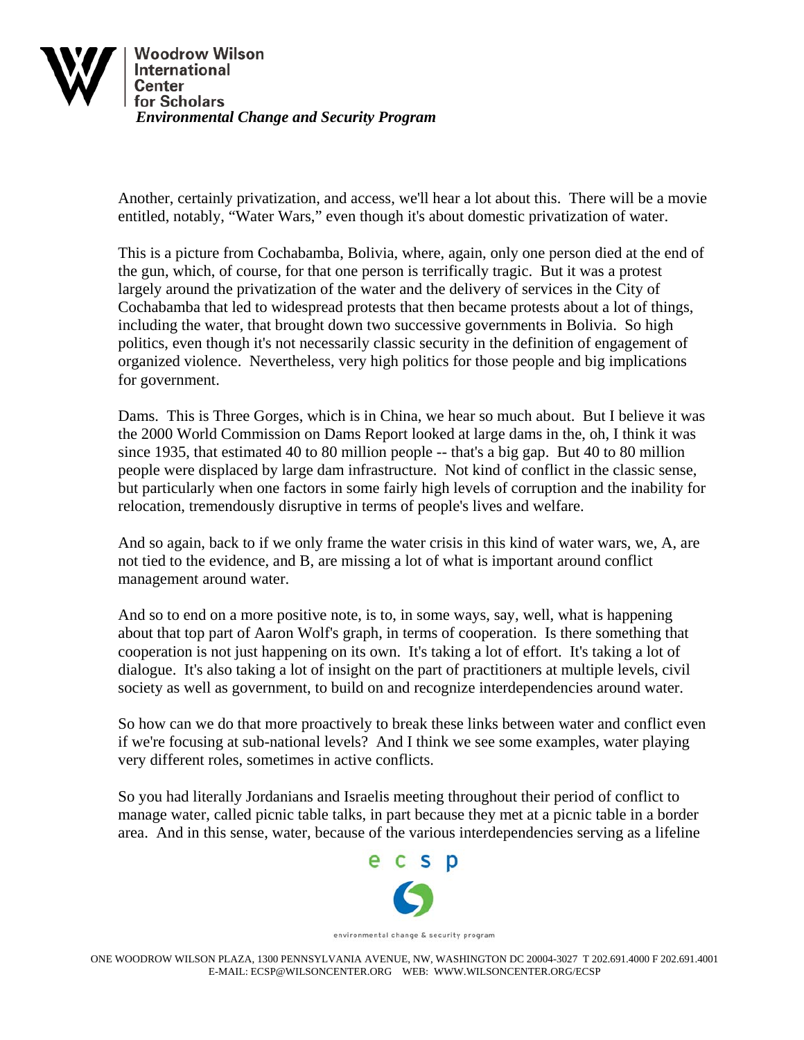Another, certainly privatization, and access, we'll hear a lot about this. There will be a movie entitled, notably, "Water Wars," even though it's about domestic privatization of water.

This is a picture from Cochabamba, Bolivia, where, again, only one person died at the end of the gun, which, of course, for that one person is terrifically tragic. But it was a protest largely around the privatization of the water and the delivery of services in the City of Cochabamba that led to widespread protests that then became protests about a lot of things, including the water, that brought down two successive governments in Bolivia. So high politics, even though it's not necessarily classic security in the definition of engagement of organized violence. Nevertheless, very high politics for those people and big implications for government.

Dams. This is Three Gorges, which is in China, we hear so much about. But I believe it was the 2000 World Commission on Dams Report looked at large dams in the, oh, I think it was since 1935, that estimated 40 to 80 million people -- that's a big gap. But 40 to 80 million people were displaced by large dam infrastructure. Not kind of conflict in the classic sense, but particularly when one factors in some fairly high levels of corruption and the inability for relocation, tremendously disruptive in terms of people's lives and welfare.

And so again, back to if we only frame the water crisis in this kind of water wars, we, A, are not tied to the evidence, and B, are missing a lot of what is important around conflict management around water.

And so to end on a more positive note, is to, in some ways, say, well, what is happening about that top part of Aaron Wolf's graph, in terms of cooperation. Is there something that cooperation is not just happening on its own. It's taking a lot of effort. It's taking a lot of dialogue. It's also taking a lot of insight on the part of practitioners at multiple levels, civil society as well as government, to build on and recognize interdependencies around water.

So how can we do that more proactively to break these links between water and conflict even if we're focusing at sub-national levels? And I think we see some examples, water playing very different roles, sometimes in active conflicts.

So you had literally Jordanians and Israelis meeting throughout their period of conflict to manage water, called picnic table talks, in part because they met at a picnic table in a border area. And in this sense, water, because of the various interdependencies serving as a lifeline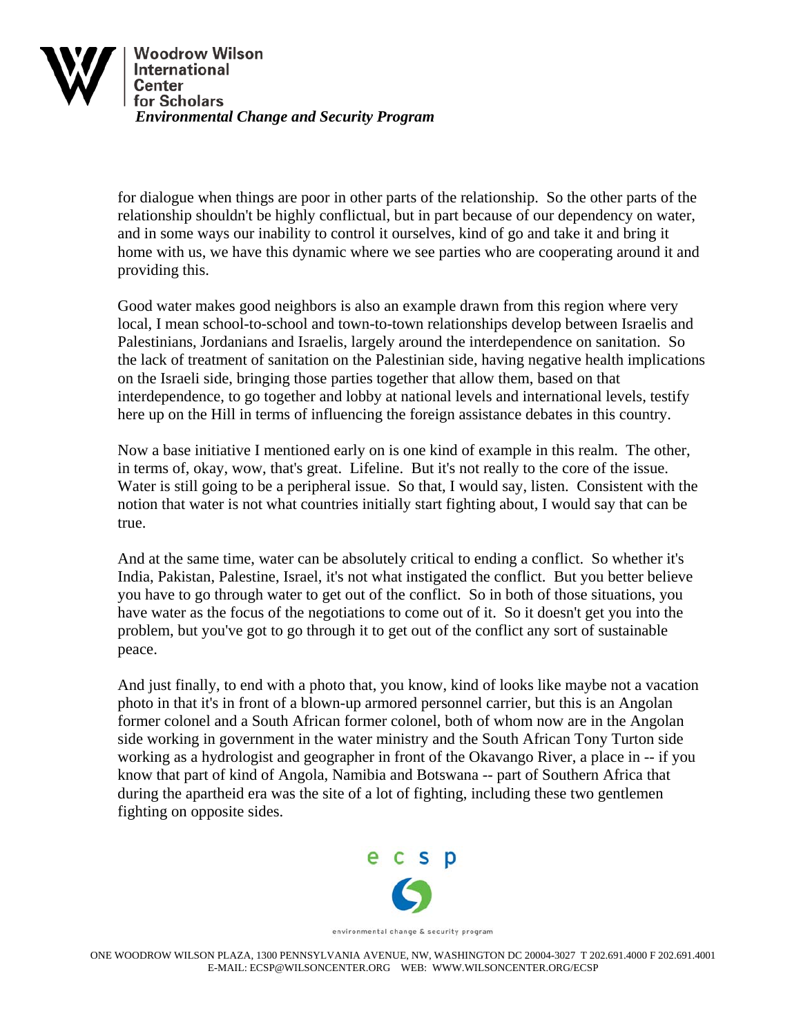for dialogue when things are poor in other parts of the relationship. So the other parts of the relationship shouldn't be highly conflictual, but in part because of our dependency on water, and in some ways our inability to control it ourselves, kind of go and take it and bring it home with us, we have this dynamic where we see parties who are cooperating around it and providing this.

Good water makes good neighbors is also an example drawn from this region where very local, I mean school-to-school and town-to-town relationships develop between Israelis and Palestinians, Jordanians and Israelis, largely around the interdependence on sanitation. So the lack of treatment of sanitation on the Palestinian side, having negative health implications on the Israeli side, bringing those parties together that allow them, based on that interdependence, to go together and lobby at national levels and international levels, testify here up on the Hill in terms of influencing the foreign assistance debates in this country.

Now a base initiative I mentioned early on is one kind of example in this realm. The other, in terms of, okay, wow, that's great. Lifeline. But it's not really to the core of the issue. Water is still going to be a peripheral issue. So that, I would say, listen. Consistent with the notion that water is not what countries initially start fighting about, I would say that can be true.

And at the same time, water can be absolutely critical to ending a conflict. So whether it's India, Pakistan, Palestine, Israel, it's not what instigated the conflict. But you better believe you have to go through water to get out of the conflict. So in both of those situations, you have water as the focus of the negotiations to come out of it. So it doesn't get you into the problem, but you've got to go through it to get out of the conflict any sort of sustainable peace.

And just finally, to end with a photo that, you know, kind of looks like maybe not a vacation photo in that it's in front of a blown-up armored personnel carrier, but this is an Angolan former colonel and a South African former colonel, both of whom now are in the Angolan side working in government in the water ministry and the South African Tony Turton side working as a hydrologist and geographer in front of the Okavango River, a place in -- if you know that part of kind of Angola, Namibia and Botswana -- part of Southern Africa that during the apartheid era was the site of a lot of fighting, including these two gentlemen fighting on opposite sides.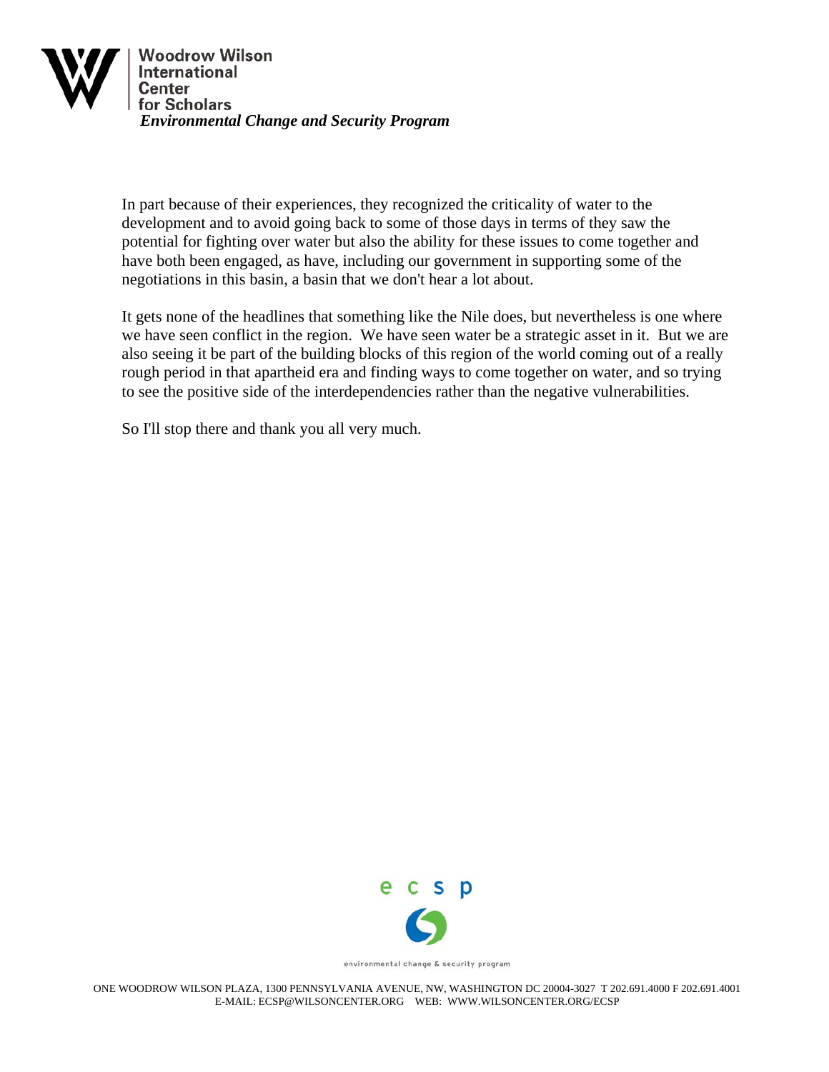In part because of their experiences, they recognized the criticality of water to the development and to avoid going back to some of those days in terms of they saw the potential for fighting over water but also the ability for these issues to come together and have both been engaged, as have, including our government in supporting some of the negotiations in this basin, a basin that we don't hear a lot about.

It gets none of the headlines that something like the Nile does, but nevertheless is one where we have seen conflict in the region. We have seen water be a strategic asset in it. But we are also seeing it be part of the building blocks of this region of the world coming out of a really rough period in that apartheid era and finding ways to come together on water, and so trying to see the positive side of the interdependencies rather than the negative vulnerabilities.

So I'll stop there and thank you all very much.